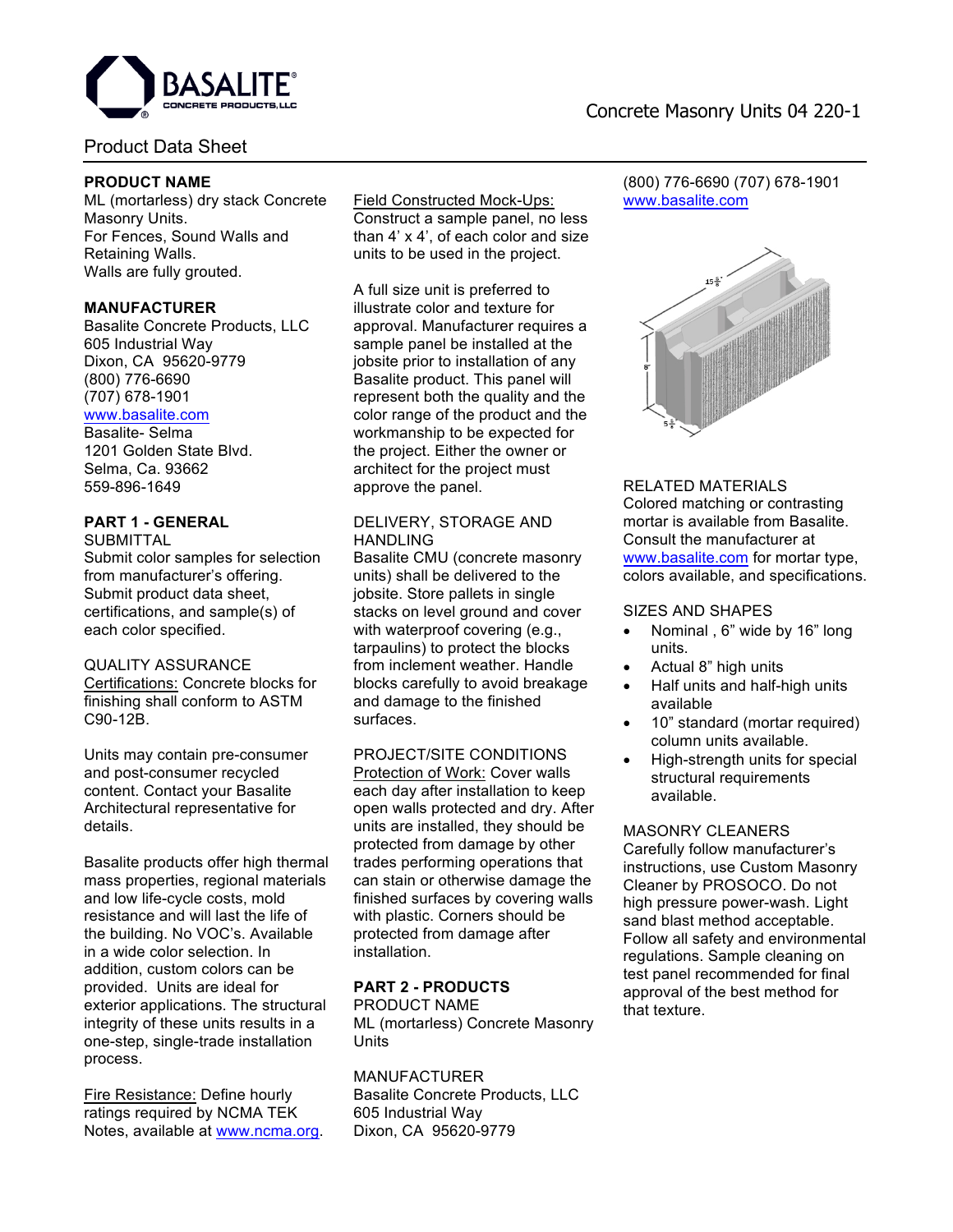Concrete Masonry Units 04 220-1

Product Data Sheet

**PRODUCT NAME**
ML (mortarless) dry stack Concrete Masonry Units.
For Fences, Sound Walls and Retaining Walls.
Walls are fully grouted.

**MANUFACTURER**
Basalite Concrete Products, LLC
605 Industrial Way
Dixon, CA 95620-9779
(800) 776-6690
(707) 678-1901
www.basalite.com
Basalite- Selma
1201 Golden State Blvd.
Selma, Ca. 93662
559-896-1649

**PART 1 - GENERAL**

SUBMITTAL

Submit color samples for selection from manufacturer's offering. Submit product data sheet, certifications, and sample(s) of each color specified.

QUALITY ASSURANCE

Certifications: Concrete blocks for finishing shall conform to ASTM C90-12B.

Units may contain pre-consumer and post-consumer recycled content. Contact your Basalite Architectural representative for details.

Basalite products offer high thermal mass properties, regional materials and low life-cycle costs, mold resistance and will last the life of the building. No VOC's. Available in a wide color selection. In addition, custom colors can be provided. Units are ideal for exterior applications. The structural integrity of these units results in a one-step, single-trade installation process.

Fire Resistance: Define hourly ratings required by NCMA TEK Notes, available at www.ncma.org.

Field Constructed Mock-Ups: Construct a sample panel, no less than 4' x 4', of each color and size units to be used in the project.

A full size unit is preferred to illustrate color and texture for approval. Manufacturer requires a sample panel be installed at the jobsite prior to installation of any Basalite product. This panel will represent both the quality and the color range of the product and the workmanship to be expected for the project. Either the owner or architect for the project must approve the panel.

DELIVERY, STORAGE AND HANDLING

Basalite CMU (concrete masonry units) shall be delivered to the jobsite. Store pallets in single stacks on level ground and cover with waterproof covering (e.g., tarpaulins) to protect the blocks from inclement weather. Handle blocks carefully to avoid breakage and damage to the finished surfaces.

PROJECT/SITE CONDITIONS

Protection of Work: Cover walls each day after installation to keep open walls protected and dry. After units are installed, they should be protected from damage by other trades performing operations that can stain or otherwise damage the finished surfaces by covering walls with plastic. Corners should be protected from damage after installation.

**PART 2 - PRODUCTS**

PRODUCT NAME

ML (mortarless) Concrete Masonry Units

MANUFACTURER

Basalite Concrete Products, LLC
605 Industrial Way
Dixon, CA 95620-9779
(800) 776-6690 (707) 678-1901
www.basalite.com

RELATED MATERIALS

Colored matching or contrasting mortar is available from Basalite. Consult the manufacturer at www.basalite.com for mortar type, colors available, and specifications.

SIZES AND SHAPES

- Nominal , 6" wide by 16" long units.
- Actual 8" high units
- Half units and half-high units available
- 10" standard (mortar required) column units available.
- High-strength units for special structural requirements available.

MASONRY CLEANERS

Carefully follow manufacturer's instructions, use Custom Masonry Cleaner by PROSOCO. Do not high pressure power-wash. Light sand blast method acceptable. Follow all safety and environmental regulations. Sample cleaning on test panel recommended for final approval of the best method for that texture.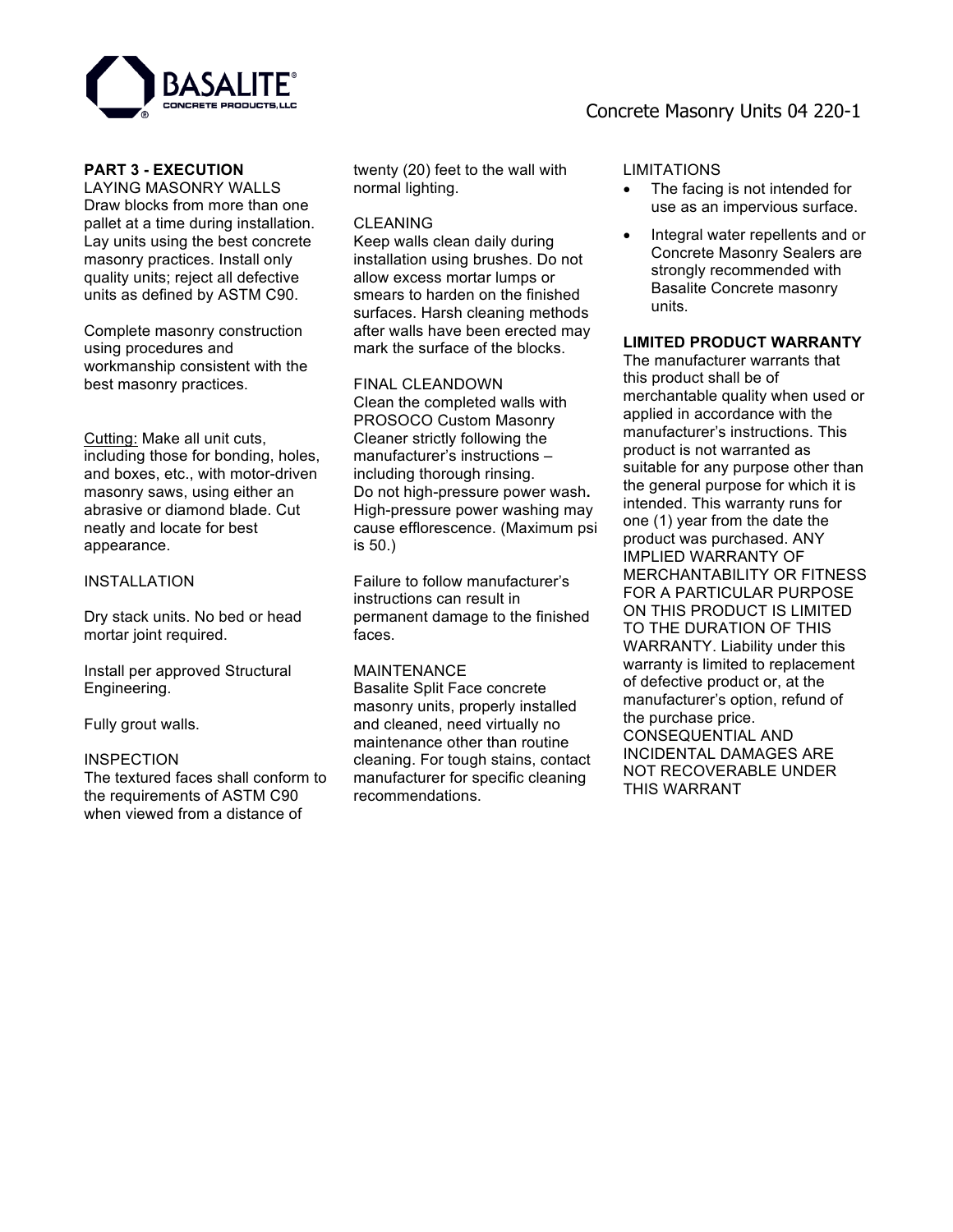**PART 3 - EXECUTION**

LAYING MASONRY WALLS

Draw blocks from more than one pallet at a time during installation. Lay units using the best concrete masonry practices. Install only quality units; reject all defective units as defined by ASTM C90.

Complete masonry construction using procedures and workmanship consistent with the best masonry practices.

Cutting: Make all unit cuts, including those for bonding, holes, and boxes, etc., with motor-driven masonry saws, using either an abrasive or diamond blade. Cut neatly and locate for best appearance.

INSTALLATION

Dry stack units. No bed or head mortar joint required.

Install per approved Structural Engineering.

Fully grout walls.

INSPECTION

The textured faces shall conform to the requirements of ASTM C90 when viewed from a distance of twenty (20) feet to the wall with normal lighting.

CLEANING

Keep walls clean daily during installation using brushes. Do not allow excess mortar lumps or smears to harden on the finished surfaces. Harsh cleaning methods after walls have been erected may mark the surface of the blocks.

FINAL CLEANDOWN

Clean the completed walls with PROSOCO Custom Masonry Cleaner strictly following the manufacturer's instructions – including thorough rinsing.
Do not high-pressure power wash. High-pressure power washing may cause efflorescence. (Maximum psi is 50.)

Failure to follow manufacturer's instructions can result in permanent damage to the finished faces.

MAINTENANCE

Basalite Split Face concrete masonry units, properly installed and cleaned, need virtually no maintenance other than routine cleaning. For tough stains, contact manufacturer for specific cleaning recommendations.

LIMITATIONS

- The facing is not intended for use as an impervious surface.
- Integral water repellents and or Concrete Masonry Sealers are strongly recommended with Basalite Concrete masonry units.

**LIMITED PRODUCT WARRANTY**

The manufacturer warrants that this product shall be of merchantable quality when used or applied in accordance with the manufacturer's instructions. This product is not warranted as suitable for any purpose other than the general purpose for which it is intended. This warranty runs for one (1) year from the date the product was purchased. ANY IMPLIED WARRANTY OF MERCHANTABILITY OR FITNESS FOR A PARTICULAR PURPOSE ON THIS PRODUCT IS LIMITED TO THE DURATION OF THIS WARRANTY. Liability under this warranty is limited to replacement of defective product or, at the manufacturer's option, refund of the purchase price. CONSEQUENTIAL AND INCIDENTAL DAMAGES ARE NOT RECOVERABLE UNDER THIS WARRANT